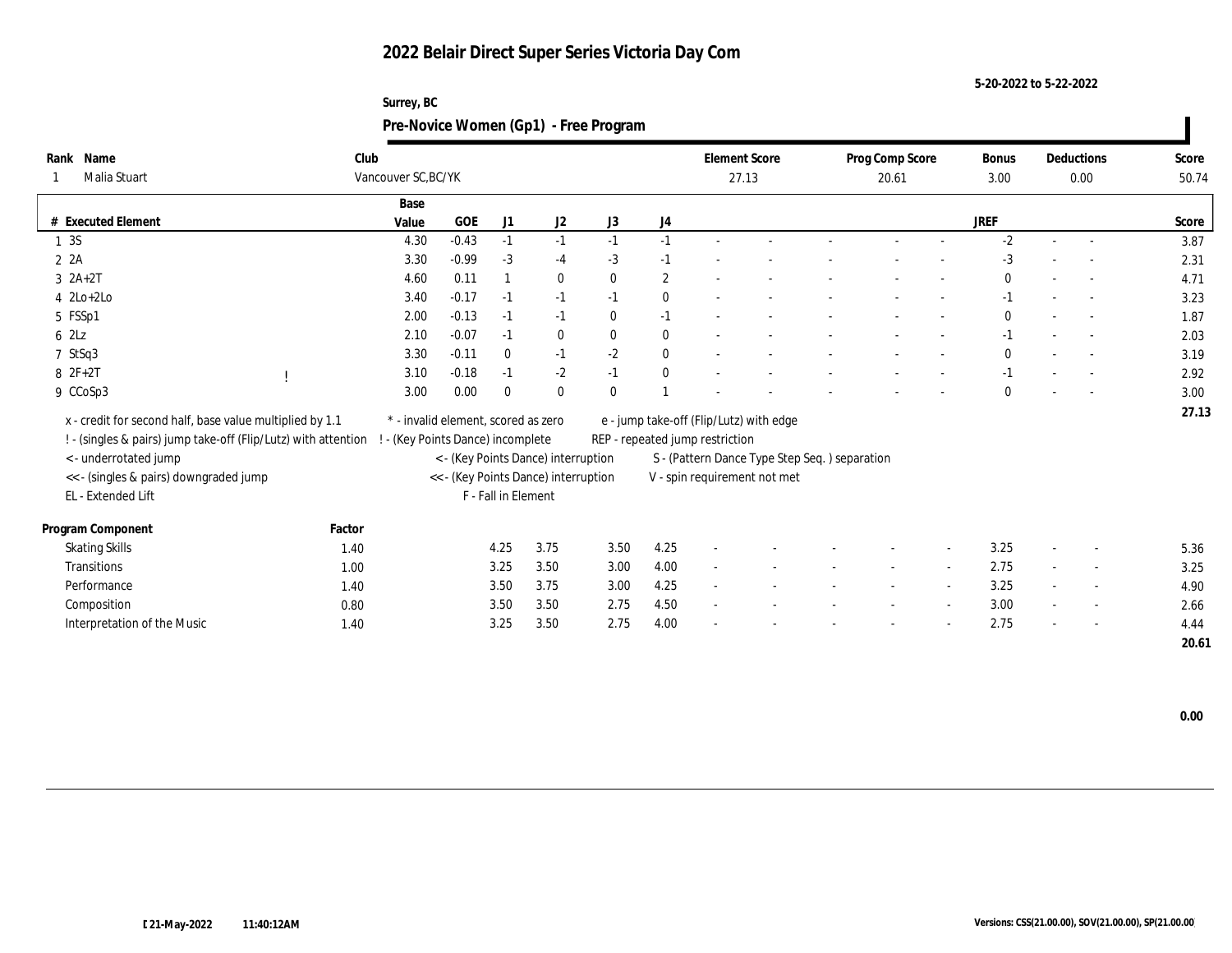# 2022 Belair Direct Super Series Victoria Day Com

5-20-2022 to 5-22-2022

Surrey, BC

## Pre-Novice Women (Gp1) - Free Program

| Rank | Name | Club | Element Score | Prog Comp Score | Bonus | Deductions | Score |
|---|---|---|---|---|---|---|---|
| 1 | Malia Stuart | Vancouver SC,BC/YK | 27.13 | 20.61 | 3.00 | 0.00 | 50.74 |

| # | Executed Element | | Base Value | GOE | J1 | J2 | J3 | J4 | | | | | | | | JREF | | | Score |
|---|---|---|---|---|---|---|---|---|---|---|---|---|---|---|---|---|---|---|---|
| 1 | 3S | | 4.30 | -0.43 | -1 | -1 | -1 | -1 | - | - | - | - | - | | | -2 | - | - | 3.87 |
| 2 | 2A | | 3.30 | -0.99 | -3 | -4 | -3 | -1 | - | - | - | - | - | | | -3 | - | - | 2.31 |
| 3 | 2A+2T | | 4.60 | 0.11 | 1 | 0 | 0 | 2 | - | - | - | - | - | | | 0 | - | - | 4.71 |
| 4 | 2Lo+2Lo | | 3.40 | -0.17 | -1 | -1 | -1 | 0 | - | - | - | - | - | | | -1 | - | - | 3.23 |
| 5 | FSSp1 | | 2.00 | -0.13 | -1 | -1 | 0 | -1 | - | - | - | - | - | | | 0 | - | - | 1.87 |
| 6 | 2Lz | | 2.10 | -0.07 | -1 | 0 | 0 | 0 | - | - | - | - | - | | | -1 | - | - | 2.03 |
| 7 | StSq3 | | 3.30 | -0.11 | 0 | -1 | -2 | 0 | - | - | - | - | - | | | 0 | - | - | 3.19 |
| 8 | 2F+2T | ! | 3.10 | -0.18 | -1 | -2 | -1 | 0 | - | - | - | - | - | | | -1 | - | - | 2.92 |
| 9 | CCoSp3 | | 3.00 | 0.00 | 0 | 0 | 0 | 1 | - | - | - | - | - | | | 0 | - | - | 3.00 |
| | | | | | | | | | | | | | | | | | | | 27.13 |

x - credit for second half, base value multiplied by 1.1
! - (singles & pairs) jump take-off (Flip/Lutz) with attention
< - underrotated jump
<< - (singles & pairs) downgraded jump
EL - Extended Lift
\* - invalid element, scored as zero
! - (Key Points Dance) incomplete
< - (Key Points Dance) interruption
<< - (Key Points Dance) interruption
F - Fall in Element
e - jump take-off (Flip/Lutz) with edge
REP - repeated jump restriction
S - (Pattern Dance Type Step Seq. ) separation
V - spin requirement not met

| Program Component | Factor | J1 | J2 | J3 | J4 | | | | | | JREF | | | Score |
|---|---|---|---|---|---|---|---|---|---|---|---|---|---|---|
| Skating Skills | 1.40 | 4.25 | 3.75 | 3.50 | 4.25 | - | - | - | - | - | 3.25 | - | - | 5.36 |
| Transitions | 1.00 | 3.25 | 3.50 | 3.00 | 4.00 | - | - | - | - | - | 2.75 | - | - | 3.25 |
| Performance | 1.40 | 3.50 | 3.75 | 3.00 | 4.25 | - | - | - | - | - | 3.25 | - | - | 4.90 |
| Composition | 0.80 | 3.50 | 3.50 | 2.75 | 4.50 | - | - | - | - | - | 3.00 | - | - | 2.66 |
| Interpretation of the Music | 1.40 | 3.25 | 3.50 | 2.75 | 4.00 | - | - | - | - | - | 2.75 | - | - | 4.44 |
| | | | | | | | | | | | | | | 20.61 |

0.00

21-May-2022 11:40:12AM

Versions: CSS(21.00.00), SOV(21.00.00), SP(21.00.00)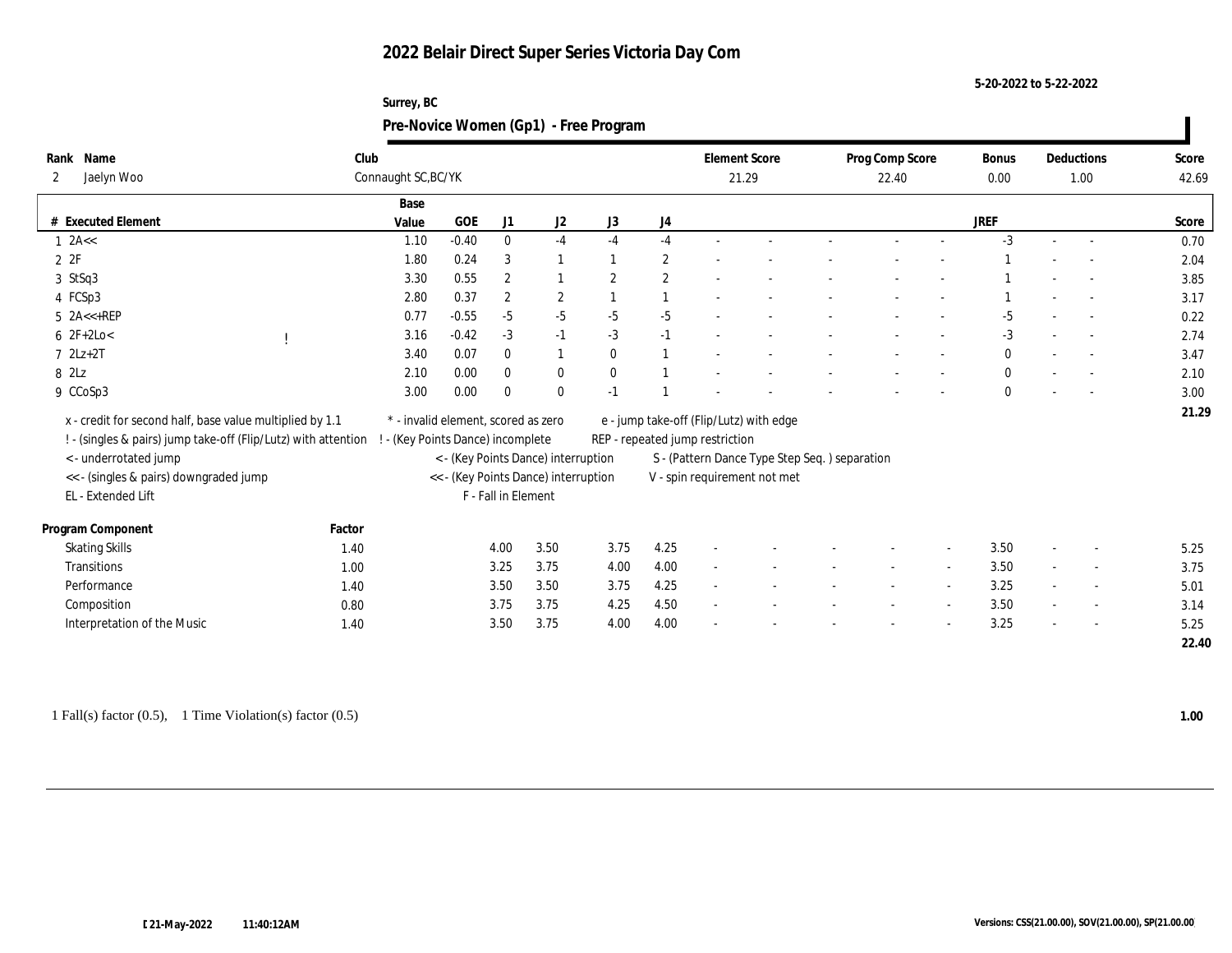# 2022 Belair Direct Super Series Victoria Day Com

5-20-2022 to 5-22-2022

Surrey, BC

## Pre-Novice Women (Gp1) - Free Program

| Rank | Name | Club | Element Score | Prog Comp Score | Bonus | Deductions | Score |
|---|---|---|---|---|---|---|---|
| 2 | Jaelyn Woo | Connaught SC,BC/YK | 21.29 | 22.40 | 0.00 | 1.00 | 42.69 |

| # | Executed Element | | Base Value | GOE | J1 | J2 | J3 | J4 | | | | | | JREF | | | Score |
|---|---|---|---|---|---|---|---|---|---|---|---|---|---|---|---|---|---|
| 1 | 2A<< | | 1.10 | -0.40 | 0 | -4 | -4 | -4 | - | - | - | - | - | -3 | - | - | 0.70 |
| 2 | 2F | | 1.80 | 0.24 | 3 | 1 | 1 | 2 | - | - | - | - | - | 1 | - | - | 2.04 |
| 3 | StSq3 | | 3.30 | 0.55 | 2 | 1 | 2 | 2 | - | - | - | - | - | 1 | - | - | 3.85 |
| 4 | FCSp3 | | 2.80 | 0.37 | 2 | 2 | 1 | 1 | - | - | - | - | - | 1 | - | - | 3.17 |
| 5 | 2A<<+REP | | 0.77 | -0.55 | -5 | -5 | -5 | -5 | - | - | - | - | - | -5 | - | - | 0.22 |
| 6 | 2F+2Lo< | ! | 3.16 | -0.42 | -3 | -1 | -3 | -1 | - | - | - | - | - | -3 | - | - | 2.74 |
| 7 | 2Lz+2T | | 3.40 | 0.07 | 0 | 1 | 0 | 1 | - | - | - | - | - | 0 | - | - | 3.47 |
| 8 | 2Lz | | 2.10 | 0.00 | 0 | 0 | 0 | 1 | - | - | - | - | - | 0 | - | - | 2.10 |
| 9 | CCoSp3 | | 3.00 | 0.00 | 0 | 0 | -1 | 1 | - | - | - | - | - | 0 | - | - | 3.00 |
| | | | | | | | | | | | | | | | | | 21.29 |

x - credit for second half, base value multiplied by 1.1
! - (singles & pairs) jump take-off (Flip/Lutz) with attention
< - underrotated jump
<< - (singles & pairs) downgraded jump
EL - Extended Lift
\* - invalid element, scored as zero
! - (Key Points Dance) incomplete
< - (Key Points Dance) interruption
<< - (Key Points Dance) interruption
F - Fall in Element
e - jump take-off (Flip/Lutz) with edge
REP - repeated jump restriction
S - (Pattern Dance Type Step Seq. ) separation
V - spin requirement not met

| Program Component | Factor | J1 | J2 | J3 | J4 | | | | | | JREF | | | Score |
|---|---|---|---|---|---|---|---|---|---|---|---|---|---|---|
| Skating Skills | 1.40 | 4.00 | 3.50 | 3.75 | 4.25 | - | - | - | - | - | 3.50 | - | - | 5.25 |
| Transitions | 1.00 | 3.25 | 3.75 | 4.00 | 4.00 | - | - | - | - | - | 3.50 | - | - | 3.75 |
| Performance | 1.40 | 3.50 | 3.50 | 3.75 | 4.25 | - | - | - | - | - | 3.25 | - | - | 5.01 |
| Composition | 0.80 | 3.75 | 3.75 | 4.25 | 4.50 | - | - | - | - | - | 3.50 | - | - | 3.14 |
| Interpretation of the Music | 1.40 | 3.50 | 3.75 | 4.00 | 4.00 | - | - | - | - | - | 3.25 | - | - | 5.25 |
| | | | | | | | | | | | | | | 22.40 |

1 Fall(s) factor (0.5), 1 Time Violation(s) factor (0.5) **1.00**

21-May-2022 11:40:12AM

Versions: CSS(21.00.00), SOV(21.00.00), SP(21.00.00)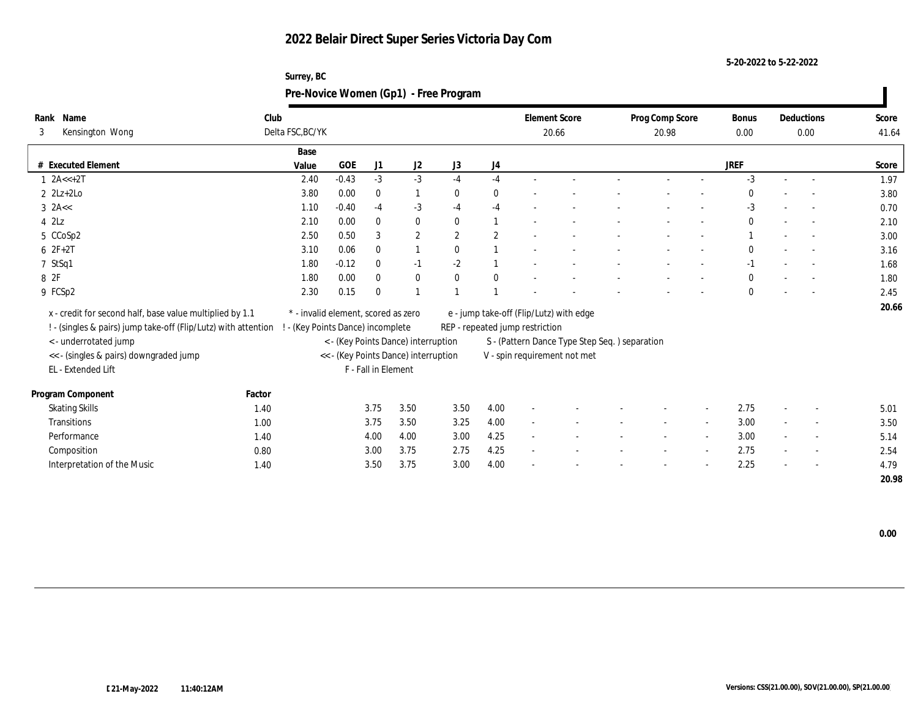# 2022 Belair Direct Super Series Victoria Day Com

5-20-2022 to 5-22-2022

Surrey, BC

## Pre-Novice Women (Gp1) - Free Program

| Rank | Name | Club | Element Score | Prog Comp Score | Bonus | Deductions | Score |
|---|---|---|---|---|---|---|---|
| 3 | Kensington Wong | Delta FSC,BC/YK | 20.66 | 20.98 | 0.00 | 0.00 | 41.64 |

| # | Executed Element | Base Value | GOE | J1 | J2 | J3 | J4 | | | | | | JREF | | | Score |
|---|---|---|---|---|---|---|---|---|---|---|---|---|---|---|---|---|
| 1 | 2A<<+2T | 2.40 | -0.43 | -3 | -3 | -4 | -4 | - | - | - | - | - | -3 | - | - | 1.97 |
| 2 | 2Lz+2Lo | 3.80 | 0.00 | 0 | 1 | 0 | 0 | - | - | - | - | - | 0 | - | - | 3.80 |
| 3 | 2A<< | 1.10 | -0.40 | -4 | -3 | -4 | -4 | - | - | - | - | - | -3 | - | - | 0.70 |
| 4 | 2Lz | 2.10 | 0.00 | 0 | 0 | 0 | 1 | - | - | - | - | - | 0 | - | - | 2.10 |
| 5 | CCoSp2 | 2.50 | 0.50 | 3 | 2 | 2 | 2 | - | - | - | - | - | 1 | - | - | 3.00 |
| 6 | 2F+2T | 3.10 | 0.06 | 0 | 1 | 0 | 1 | - | - | - | - | - | 0 | - | - | 3.16 |
| 7 | StSq1 | 1.80 | -0.12 | 0 | -1 | -2 | 1 | - | - | - | - | - | -1 | - | - | 1.68 |
| 8 | 2F | 1.80 | 0.00 | 0 | 0 | 0 | 0 | - | - | - | - | - | 0 | - | - | 1.80 |
| 9 | FCSp2 | 2.30 | 0.15 | 0 | 1 | 1 | 1 | - | - | - | - | - | 0 | - | - | 2.45 |
| | | | | | | | | | | | | | | | | 20.66 |

x - credit for second half, base value multiplied by 1.1
! - (singles & pairs) jump take-off (Flip/Lutz) with attention
< - underrotated jump
<< - (singles & pairs) downgraded jump
EL - Extended Lift
* - invalid element, scored as zero
! - (Key Points Dance) incomplete
< - (Key Points Dance) interruption
<< - (Key Points Dance) interruption
F - Fall in Element
e - jump take-off (Flip/Lutz) with edge
REP - repeated jump restriction
S - (Pattern Dance Type Step Seq. ) separation
V - spin requirement not met

| Program Component | Factor | J1 | J2 | J3 | J4 | | | | | | JREF | | | Score |
|---|---|---|---|---|---|---|---|---|---|---|---|---|---|---|
| Skating Skills | 1.40 | 3.75 | 3.50 | 3.50 | 4.00 | - | - | - | - | - | 2.75 | - | - | 5.01 |
| Transitions | 1.00 | 3.75 | 3.50 | 3.25 | 4.00 | - | - | - | - | - | 3.00 | - | - | 3.50 |
| Performance | 1.40 | 4.00 | 4.00 | 3.00 | 4.25 | - | - | - | - | - | 3.00 | - | - | 5.14 |
| Composition | 0.80 | 3.00 | 3.75 | 2.75 | 4.25 | - | - | - | - | - | 2.75 | - | - | 2.54 |
| Interpretation of the Music | 1.40 | 3.50 | 3.75 | 3.00 | 4.00 | - | - | - | - | - | 2.25 | - | - | 4.79 |
| | | | | | | | | | | | | | | 20.98 |

0.00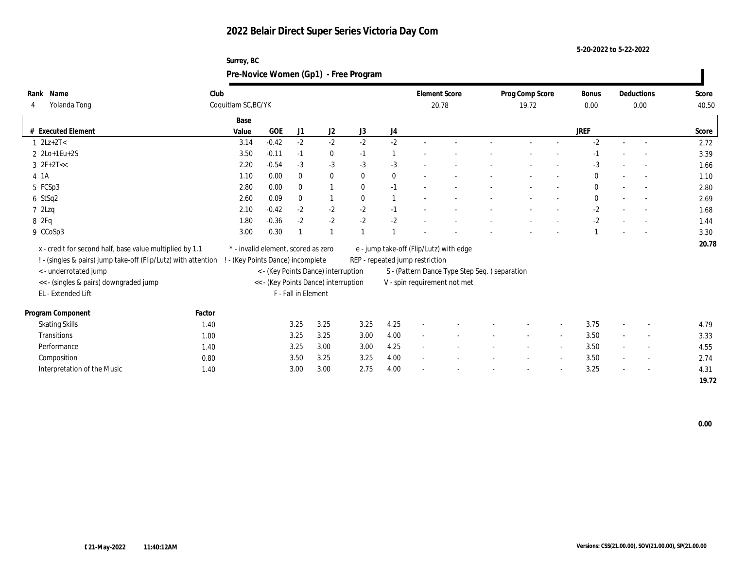# 2022 Belair Direct Super Series Victoria Day Com

5-20-2022 to 5-22-2022

Surrey, BC

## Pre-Novice Women (Gp1) - Free Program

| Rank | Name | Club | Element Score | Prog Comp Score | Bonus | Deductions | Score |
|---|---|---|---|---|---|---|---|
| 4 | Yolanda Tong | Coquitlam SC,BC/YK | 20.78 | 19.72 | 0.00 | 0.00 | 40.50 |

| # | Executed Element | Base Value | GOE | J1 | J2 | J3 | J4 | | | | | | JREF | | | Score |
|---|---|---|---|---|---|---|---|---|---|---|---|---|---|---|---|---|
| 1 | 2Lz+2T< | 3.14 | -0.42 | -2 | -2 | -2 | -2 | - | - | - | - | - | -2 | - | - | 2.72 |
| 2 | 2Lo+1Eu+2S | 3.50 | -0.11 | -1 | 0 | -1 | 1 | - | - | - | - | - | -1 | - | - | 3.39 |
| 3 | 2F+2T<< | 2.20 | -0.54 | -3 | -3 | -3 | -3 | - | - | - | - | - | -3 | - | - | 1.66 |
| 4 | 1A | 1.10 | 0.00 | 0 | 0 | 0 | 0 | - | - | - | - | - | 0 | - | - | 1.10 |
| 5 | FCSp3 | 2.80 | 0.00 | 0 | 1 | 0 | -1 | - | - | - | - | - | 0 | - | - | 2.80 |
| 6 | StSq2 | 2.60 | 0.09 | 0 | 1 | 0 | 1 | - | - | - | - | - | 0 | - | - | 2.69 |
| 7 | 2Lzq | 2.10 | -0.42 | -2 | -2 | -2 | -1 | - | - | - | - | - | -2 | - | - | 1.68 |
| 8 | 2Fq | 1.80 | -0.36 | -2 | -2 | -2 | -2 | - | - | - | - | - | -2 | - | - | 1.44 |
| 9 | CCoSp3 | 3.00 | 0.30 | 1 | 1 | 1 | 1 | - | - | - | - | - | 1 | - | - | 3.30 |
| | | | | | | | | | | | | | | | | 20.78 |

x - credit for second half, base value multiplied by 1.1
! - (singles & pairs) jump take-off (Flip/Lutz) with attention
< - underrotated jump
<< - (singles & pairs) downgraded jump
EL - Extended Lift
* - invalid element, scored as zero
! - (Key Points Dance) incomplete
< - (Key Points Dance) interruption
<< - (Key Points Dance) interruption
F - Fall in Element
e - jump take-off (Flip/Lutz) with edge
REP - repeated jump restriction
S - (Pattern Dance Type Step Seq. ) separation
V - spin requirement not met

| Program Component | Factor | J1 | J2 | J3 | J4 | | | | | | JREF | | | Score |
|---|---|---|---|---|---|---|---|---|---|---|---|---|---|---|
| Skating Skills | 1.40 | 3.25 | 3.25 | 3.25 | 4.25 | - | - | - | - | - | 3.75 | - | - | 4.79 |
| Transitions | 1.00 | 3.25 | 3.25 | 3.00 | 4.00 | - | - | - | - | - | 3.50 | - | - | 3.33 |
| Performance | 1.40 | 3.25 | 3.00 | 3.00 | 4.25 | - | - | - | - | - | 3.50 | - | - | 4.55 |
| Composition | 0.80 | 3.50 | 3.25 | 3.25 | 4.00 | - | - | - | - | - | 3.50 | - | - | 2.74 |
| Interpretation of the Music | 1.40 | 3.00 | 3.00 | 2.75 | 4.00 | - | - | - | - | - | 3.25 | - | - | 4.31 |
| | | | | | | | | | | | | | | 19.72 |

0.00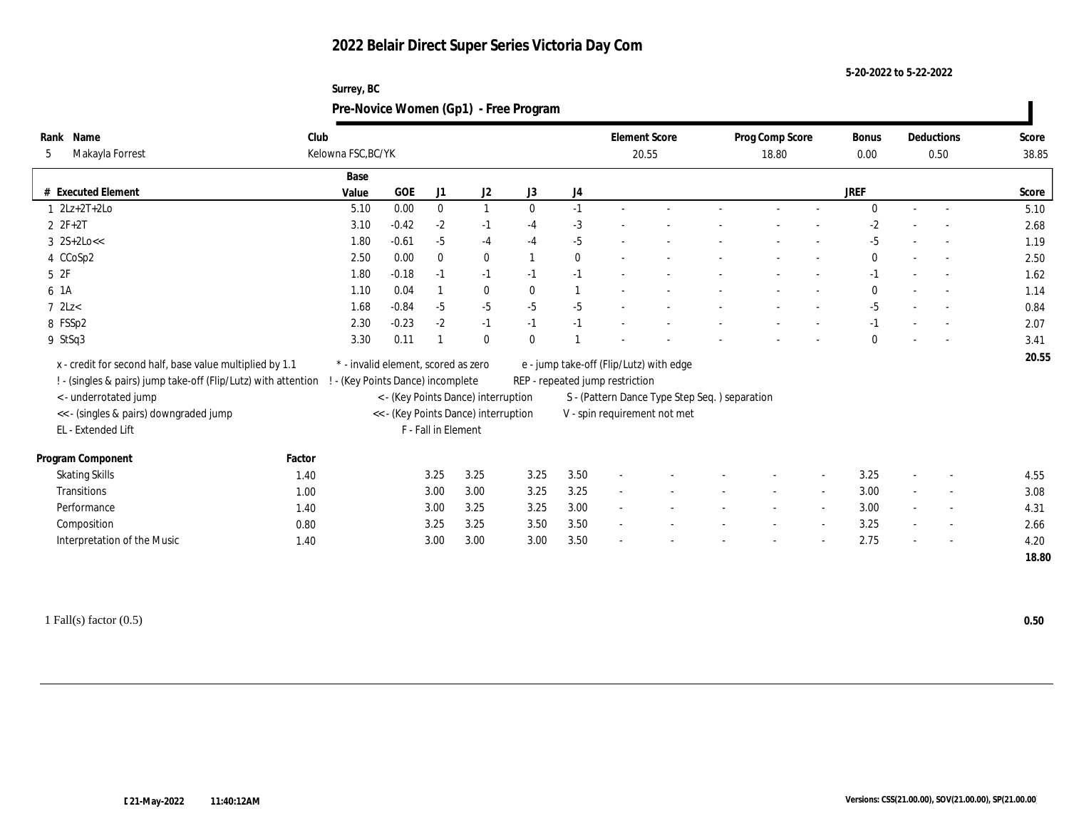# 2022 Belair Direct Super Series Victoria Day Com

5-20-2022 to 5-22-2022

Surrey, BC

## Pre-Novice Women (Gp1) - Free Program

| Rank | Name | Club | Element Score | Prog Comp Score | Bonus | Deductions | Score |
|---|---|---|---|---|---|---|---|
| 5 | Makayla Forrest | Kelowna FSC,BC/YK | 20.55 | 18.80 | 0.00 | 0.50 | 38.85 |

| # | Executed Element | Base Value | GOE | J1 | J2 | J3 | J4 | | | | | | JREF | | | Score |
|---|---|---|---|---|---|---|---|---|---|---|---|---|---|---|---|---|
| 1 | 2Lz+2T+2Lo | 5.10 | 0.00 | 0 | 1 | 0 | -1 | - | - | - | - | - | 0 | - | - | 5.10 |
| 2 | 2F+2T | 3.10 | -0.42 | -2 | -1 | -4 | -3 | - | - | - | - | - | -2 | - | - | 2.68 |
| 3 | 2S+2Lo<< | 1.80 | -0.61 | -5 | -4 | -4 | -5 | - | - | - | - | - | -5 | - | - | 1.19 |
| 4 | CCoSp2 | 2.50 | 0.00 | 0 | 0 | 1 | 0 | - | - | - | - | - | 0 | - | - | 2.50 |
| 5 | 2F | 1.80 | -0.18 | -1 | -1 | -1 | -1 | - | - | - | - | - | -1 | - | - | 1.62 |
| 6 | 1A | 1.10 | 0.04 | 1 | 0 | 0 | 1 | - | - | - | - | - | 0 | - | - | 1.14 |
| 7 | 2Lz< | 1.68 | -0.84 | -5 | -5 | -5 | -5 | - | - | - | - | - | -5 | - | - | 0.84 |
| 8 | FSSp2 | 2.30 | -0.23 | -2 | -1 | -1 | -1 | - | - | - | - | - | -1 | - | - | 2.07 |
| 9 | StSq3 | 3.30 | 0.11 | 1 | 0 | 0 | 1 | - | - | - | - | - | 0 | - | - | 3.41 |
| | | | | | | | | | | | | | | | | 20.55 |

x - credit for second half, base value multiplied by 1.1
! - (singles & pairs) jump take-off (Flip/Lutz) with attention
< - underrotated jump
<< - (singles & pairs) downgraded jump
EL - Extended Lift
\* - invalid element, scored as zero
! - (Key Points Dance) incomplete
< - (Key Points Dance) interruption
<< - (Key Points Dance) interruption
F - Fall in Element
e - jump take-off (Flip/Lutz) with edge
REP - repeated jump restriction
S - (Pattern Dance Type Step Seq. ) separation
V - spin requirement not met

| Program Component | Factor | J1 | J2 | J3 | J4 | | | | | | JREF | | | Score |
|---|---|---|---|---|---|---|---|---|---|---|---|---|---|---|
| Skating Skills | 1.40 | 3.25 | 3.25 | 3.25 | 3.50 | - | - | - | - | - | 3.25 | - | - | 4.55 |
| Transitions | 1.00 | 3.00 | 3.00 | 3.25 | 3.25 | - | - | - | - | - | 3.00 | - | - | 3.08 |
| Performance | 1.40 | 3.00 | 3.25 | 3.25 | 3.00 | - | - | - | - | - | 3.00 | - | - | 4.31 |
| Composition | 0.80 | 3.25 | 3.25 | 3.50 | 3.50 | - | - | - | - | - | 3.25 | - | - | 2.66 |
| Interpretation of the Music | 1.40 | 3.00 | 3.00 | 3.00 | 3.50 | - | - | - | - | - | 2.75 | - | - | 4.20 |
| | | | | | | | | | | | | | | 18.80 |

1 Fall(s) factor (0.5) **0.50**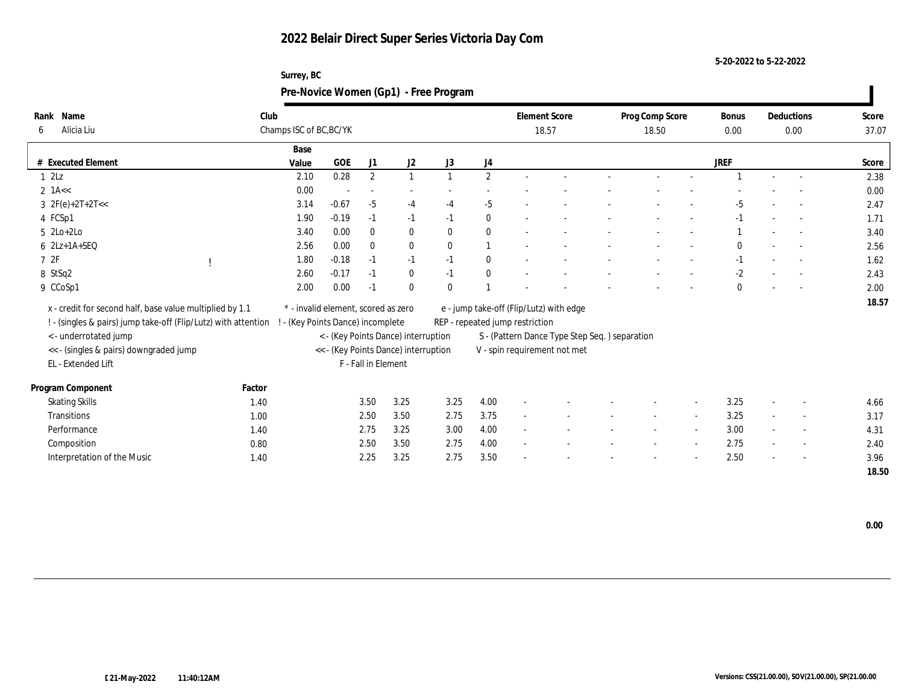# 2022 Belair Direct Super Series Victoria Day Com

5-20-2022 to 5-22-2022

Surrey, BC

## Pre-Novice Women (Gp1) - Free Program

| Rank | Name | Club | Element Score | Prog Comp Score | Bonus | Deductions | Score |
|---|---|---|---|---|---|---|---|
| 6 | Alicia Liu | Champs ISC of BC,BC/YK | 18.57 | 18.50 | 0.00 | 0.00 | 37.07 |

| # | Executed Element | | Base Value | GOE | J1 | J2 | J3 | J4 | | | | | | | JREF | | | Score |
|---|---|---|---|---|---|---|---|---|---|---|---|---|---|---|---|---|---|---|
| 1 | 2Lz | | 2.10 | 0.28 | 2 | 1 | 1 | 2 | - | - | - | - | - | - | 1 | - | - | 2.38 |
| 2 | 1A<< | | 0.00 | - | - | - | - | - | - | - | - | - | - | - | - | - | - | 0.00 |
| 3 | 2F(e)+2T+2T<< | | 3.14 | -0.67 | -5 | -4 | -4 | -5 | - | - | - | - | - | - | -5 | - | - | 2.47 |
| 4 | FCSp1 | | 1.90 | -0.19 | -1 | -1 | -1 | 0 | - | - | - | - | - | - | -1 | - | - | 1.71 |
| 5 | 2Lo+2Lo | | 3.40 | 0.00 | 0 | 0 | 0 | 0 | - | - | - | - | - | - | 1 | - | - | 3.40 |
| 6 | 2Lz+1A+SEQ | | 2.56 | 0.00 | 0 | 0 | 0 | 1 | - | - | - | - | - | - | 0 | - | - | 2.56 |
| 7 | 2F | ! | 1.80 | -0.18 | -1 | -1 | -1 | 0 | - | - | - | - | - | - | -1 | - | - | 1.62 |
| 8 | StSq2 | | 2.60 | -0.17 | -1 | 0 | -1 | 0 | - | - | - | - | - | - | -2 | - | - | 2.43 |
| 9 | CCoSp1 | | 2.00 | 0.00 | -1 | 0 | 0 | 1 | - | - | - | - | - | - | 0 | - | - | 2.00 |
| | | | | | | | | | | | | | | | | | | 18.57 |

x - credit for second half, base value multiplied by 1.1
! - (singles & pairs) jump take-off (Flip/Lutz) with attention
< - underrotated jump
<< - (singles & pairs) downgraded jump
EL - Extended Lift
* - invalid element, scored as zero
! - (Key Points Dance) incomplete
< - (Key Points Dance) interruption
<< - (Key Points Dance) interruption
F - Fall in Element
e - jump take-off (Flip/Lutz) with edge
REP - repeated jump restriction
S - (Pattern Dance Type Step Seq. ) separation
V - spin requirement not met

| Program Component | Factor | J1 | J2 | J3 | J4 | | | | | | | JREF | | | Score |
|---|---|---|---|---|---|---|---|---|---|---|---|---|---|---|---|
| Skating Skills | 1.40 | 3.50 | 3.25 | 3.25 | 4.00 | - | - | - | - | - | - | 3.25 | - | - | 4.66 |
| Transitions | 1.00 | 2.50 | 3.50 | 2.75 | 3.75 | - | - | - | - | - | - | 3.25 | - | - | 3.17 |
| Performance | 1.40 | 2.75 | 3.25 | 3.00 | 4.00 | - | - | - | - | - | - | 3.00 | - | - | 4.31 |
| Composition | 0.80 | 2.50 | 3.50 | 2.75 | 4.00 | - | - | - | - | - | - | 2.75 | - | - | 2.40 |
| Interpretation of the Music | 1.40 | 2.25 | 3.25 | 2.75 | 3.50 | - | - | - | - | - | - | 2.50 | - | - | 3.96 |
| | | | | | | | | | | | | | | | 18.50 |

0.00

21-May-2022 11:40:12AM

Versions: CSS(21.00.00), SOV(21.00.00), SP(21.00.00)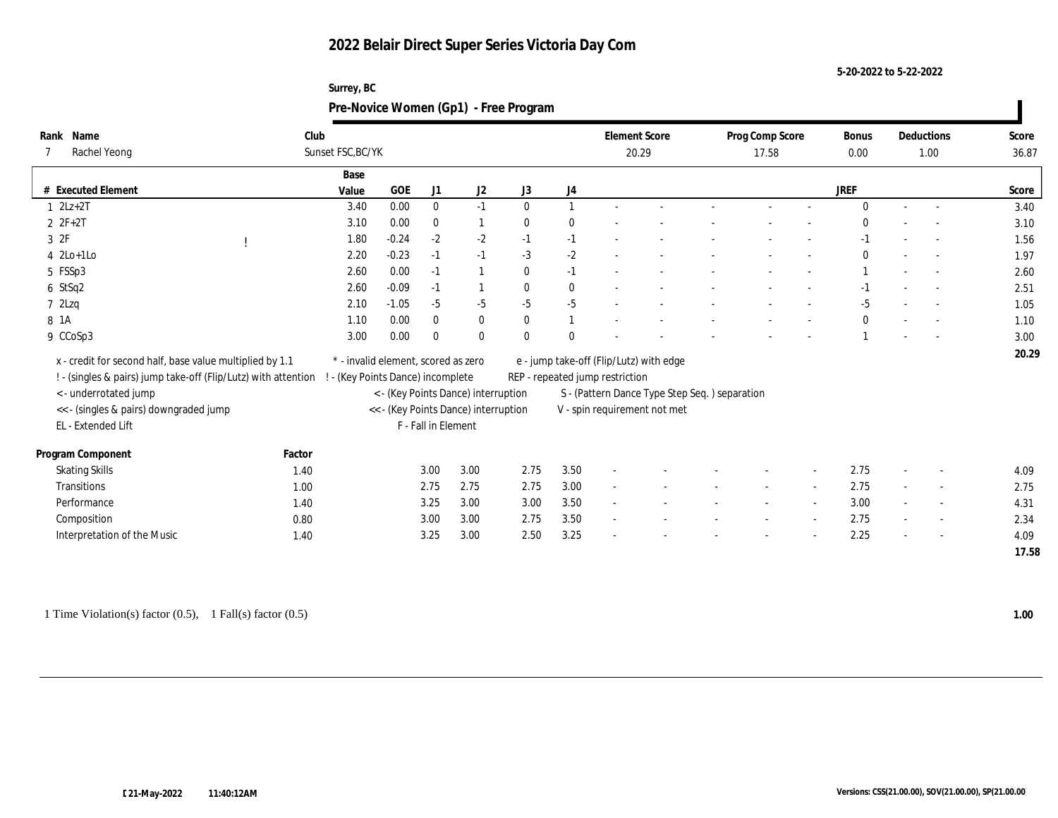# 2022 Belair Direct Super Series Victoria Day Com

5-20-2022 to 5-22-2022

Surrey, BC

## Pre-Novice Women (Gp1) - Free Program

| Rank | Name | Club | Element Score | Prog Comp Score | Bonus | Deductions | Score |
|---|---|---|---|---|---|---|---|
| 7 | Rachel Yeong | Sunset FSC,BC/YK | 20.29 | 17.58 | 0.00 | 1.00 | 36.87 |

| # | Executed Element | | Base Value | GOE | J1 | J2 | J3 | J4 | | | | | | | JREF | | | Score |
|---|---|---|---|---|---|---|---|---|---|---|---|---|---|---|---|---|---|---|
| 1 | 2Lz+2T | | 3.40 | 0.00 | 0 | -1 | 0 | 1 | - | - | - | - | - | | 0 | - | - | 3.40 |
| 2 | 2F+2T | | 3.10 | 0.00 | 0 | 1 | 0 | 0 | - | - | - | - | - | | 0 | - | - | 3.10 |
| 3 | 2F | ! | 1.80 | -0.24 | -2 | -2 | -1 | -1 | - | - | - | - | - | | -1 | - | - | 1.56 |
| 4 | 2Lo+1Lo | | 2.20 | -0.23 | -1 | -1 | -3 | -2 | - | - | - | - | - | | 0 | - | - | 1.97 |
| 5 | FSSp3 | | 2.60 | 0.00 | -1 | 1 | 0 | -1 | - | - | - | - | - | | 1 | - | - | 2.60 |
| 6 | StSq2 | | 2.60 | -0.09 | -1 | 1 | 0 | 0 | - | - | - | - | - | | -1 | - | - | 2.51 |
| 7 | 2Lzq | | 2.10 | -1.05 | -5 | -5 | -5 | -5 | - | - | - | - | - | | -5 | - | - | 1.05 |
| 8 | 1A | | 1.10 | 0.00 | 0 | 0 | 0 | 1 | - | - | - | - | - | | 0 | - | - | 1.10 |
| 9 | CCoSp3 | | 3.00 | 0.00 | 0 | 0 | 0 | 0 | - | - | - | - | - | | 1 | - | - | 3.00 |
| | | | | | | | | | | | | | | | | | | 20.29 |

x - credit for second half, base value multiplied by 1.1
! - (singles & pairs) jump take-off (Flip/Lutz) with attention
< - underrotated jump
<< - (singles & pairs) downgraded jump
EL - Extended Lift
* - invalid element, scored as zero
! - (Key Points Dance) incomplete
< - (Key Points Dance) interruption
<< - (Key Points Dance) interruption
F - Fall in Element
e - jump take-off (Flip/Lutz) with edge
REP - repeated jump restriction
S - (Pattern Dance Type Step Seq. ) separation
V - spin requirement not met

| Program Component | Factor | J1 | J2 | J3 | J4 | | | | | | JREF | | | Score |
|---|---|---|---|---|---|---|---|---|---|---|---|---|---|---|
| Skating Skills | 1.40 | 3.00 | 3.00 | 2.75 | 3.50 | - | - | - | - | - | 2.75 | - | - | 4.09 |
| Transitions | 1.00 | 2.75 | 2.75 | 2.75 | 3.00 | - | - | - | - | - | 2.75 | - | - | 2.75 |
| Performance | 1.40 | 3.25 | 3.00 | 3.00 | 3.50 | - | - | - | - | - | 3.00 | - | - | 4.31 |
| Composition | 0.80 | 3.00 | 3.00 | 2.75 | 3.50 | - | - | - | - | - | 2.75 | - | - | 2.34 |
| Interpretation of the Music | 1.40 | 3.25 | 3.00 | 2.50 | 3.25 | - | - | - | - | - | 2.25 | - | - | 4.09 |
| | | | | | | | | | | | | | | 17.58 |

1 Time Violation(s) factor (0.5), 1 Fall(s) factor (0.5) **1.00**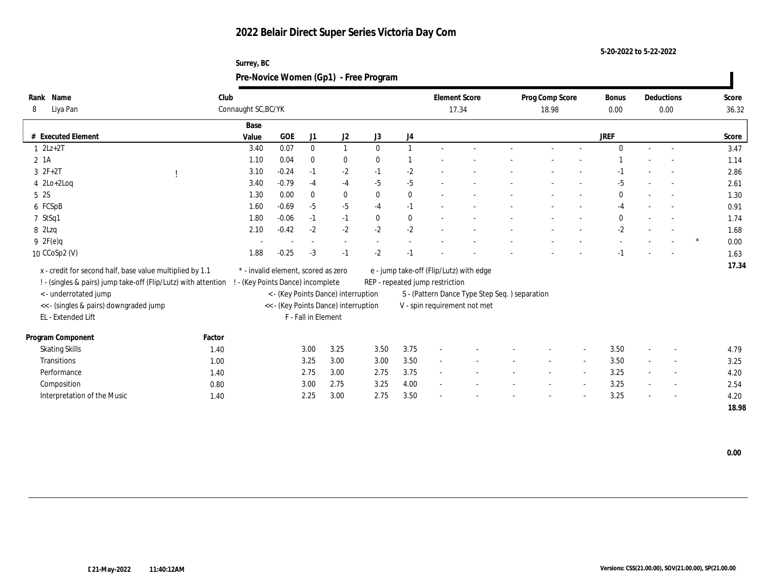# 2022 Belair Direct Super Series Victoria Day Com

5-20-2022 to 5-22-2022

Surrey, BC

## Pre-Novice Women (Gp1) - Free Program

| Rank | Name | Club | Element Score | Prog Comp Score | Bonus | Deductions | Score |
|---|---|---|---|---|---|---|---|
| 8 | Liya Pan | Connaught SC,BC/YK | 17.34 | 18.98 | 0.00 | 0.00 | 36.32 |

| # | Executed Element | | Base Value | GOE | J1 | J2 | J3 | J4 | JREF | | Score |
|---|---|---|---|---|---|---|---|---|---|---|---|
| 1 | 2Lz+2T | | 3.40 | 0.07 | 0 | 1 | 0 | 1 | 0 | | 3.47 |
| 2 | 1A | | 1.10 | 0.04 | 0 | 0 | 0 | 1 | 1 | | 1.14 |
| 3 | 2F+2T | ! | 3.10 | -0.24 | -1 | -2 | -1 | -2 | -1 | | 2.86 |
| 4 | 2Lo+2Loq | | 3.40 | -0.79 | -4 | -4 | -5 | -5 | -5 | | 2.61 |
| 5 | 2S | | 1.30 | 0.00 | 0 | 0 | 0 | 0 | 0 | | 1.30 |
| 6 | FCSpB | | 1.60 | -0.69 | -5 | -5 | -4 | -1 | -4 | | 0.91 |
| 7 | StSq1 | | 1.80 | -0.06 | -1 | -1 | 0 | 0 | 0 | | 1.74 |
| 8 | 2Lzq | | 2.10 | -0.42 | -2 | -2 | -2 | -2 | -2 | | 1.68 |
| 9 | 2F(e)q | | - | - | - | - | - | - | - | * | 0.00 |
| 10 | CCoSp2 (V) | | 1.88 | -0.25 | -3 | -1 | -2 | -1 | -1 | | 1.63 |
| | | | | | | | | | | | 17.34 |

x - credit for second half, base value multiplied by 1.1
! - (singles & pairs) jump take-off (Flip/Lutz) with attention
< - underrotated jump
<< - (singles & pairs) downgraded jump
EL - Extended Lift
\* - invalid element, scored as zero
! - (Key Points Dance) incomplete
< - (Key Points Dance) interruption
<< - (Key Points Dance) interruption
F - Fall in Element
e - jump take-off (Flip/Lutz) with edge
REP - repeated jump restriction
S - (Pattern Dance Type Step Seq. ) separation
V - spin requirement not met

| Program Component | Factor | J1 | J2 | J3 | J4 | JREF | Score |
|---|---|---|---|---|---|---|---|
| Skating Skills | 1.40 | 3.00 | 3.25 | 3.50 | 3.75 | 3.50 | 4.79 |
| Transitions | 1.00 | 3.25 | 3.00 | 3.00 | 3.50 | 3.50 | 3.25 |
| Performance | 1.40 | 2.75 | 3.00 | 2.75 | 3.75 | 3.25 | 4.20 |
| Composition | 0.80 | 3.00 | 2.75 | 3.25 | 4.00 | 3.25 | 2.54 |
| Interpretation of the Music | 1.40 | 2.25 | 3.00 | 2.75 | 3.50 | 3.25 | 4.20 |
| | | | | | | | 18.98 |

0.00

21-May-2022 11:40:12AM

Versions: CSS(21.00.00), SOV(21.00.00), SP(21.00.00)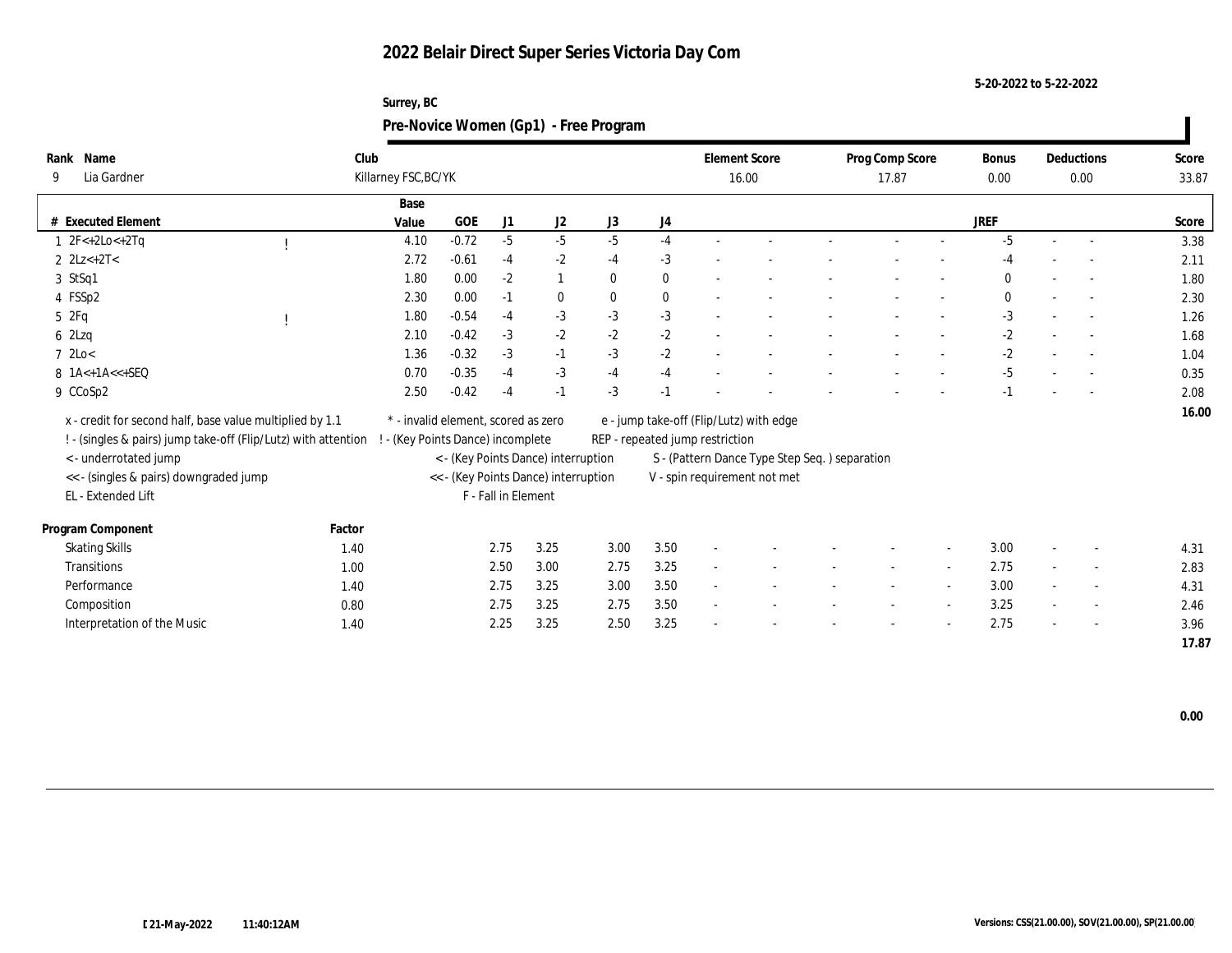# 2022 Belair Direct Super Series Victoria Day Com

5-20-2022 to 5-22-2022

Surrey, BC

## Pre-Novice Women (Gp1) - Free Program

| Rank | Name | Club | Element Score | Prog Comp Score | Bonus | Deductions | Score |
|---|---|---|---|---|---|---|---|
| 9 | Lia Gardner | Killarney FSC,BC/YK | 16.00 | 17.87 | 0.00 | 0.00 | 33.87 |

| # | Executed Element | | Base Value | GOE | J1 | J2 | J3 | J4 | | | | | | JREF | | | Score |
|---|---|---|---|---|---|---|---|---|---|---|---|---|---|---|---|---|---|
| 1 | 2F<+2Lo<+2Tq | ! | 4.10 | -0.72 | -5 | -5 | -5 | -4 | - | - | - | - | - | -5 | - | - | 3.38 |
| 2 | 2Lz<+2T< | | 2.72 | -0.61 | -4 | -2 | -4 | -3 | - | - | - | - | - | -4 | - | - | 2.11 |
| 3 | StSq1 | | 1.80 | 0.00 | -2 | 1 | 0 | 0 | - | - | - | - | - | 0 | - | - | 1.80 |
| 4 | FSSp2 | | 2.30 | 0.00 | -1 | 0 | 0 | 0 | - | - | - | - | - | 0 | - | - | 2.30 |
| 5 | 2Fq | ! | 1.80 | -0.54 | -4 | -3 | -3 | -3 | - | - | - | - | - | -3 | - | - | 1.26 |
| 6 | 2Lzq | | 2.10 | -0.42 | -3 | -2 | -2 | -2 | - | - | - | - | - | -2 | - | - | 1.68 |
| 7 | 2Lo< | | 1.36 | -0.32 | -3 | -1 | -3 | -2 | - | - | - | - | - | -2 | - | - | 1.04 |
| 8 | 1A<+1A<<+SEQ | | 0.70 | -0.35 | -4 | -3 | -4 | -4 | - | - | - | - | - | -5 | - | - | 0.35 |
| 9 | CCoSp2 | | 2.50 | -0.42 | -4 | -1 | -3 | -1 | - | - | - | - | - | -1 | - | - | 2.08 |
| | | | | | | | | | | | | | | | | | 16.00 |

x - credit for second half, base value multiplied by 1.1
! - (singles & pairs) jump take-off (Flip/Lutz) with attention
< - underrotated jump
<< - (singles & pairs) downgraded jump
EL - Extended Lift
\* - invalid element, scored as zero
! - (Key Points Dance) incomplete
< - (Key Points Dance) interruption
<< - (Key Points Dance) interruption
F - Fall in Element
e - jump take-off (Flip/Lutz) with edge
REP - repeated jump restriction
S - (Pattern Dance Type Step Seq. ) separation
V - spin requirement not met

| Program Component | Factor | J1 | J2 | J3 | J4 | | | | | | JREF | | | Score |
|---|---|---|---|---|---|---|---|---|---|---|---|---|---|---|
| Skating Skills | 1.40 | 2.75 | 3.25 | 3.00 | 3.50 | - | - | - | - | - | 3.00 | - | - | 4.31 |
| Transitions | 1.00 | 2.50 | 3.00 | 2.75 | 3.25 | - | - | - | - | - | 2.75 | - | - | 2.83 |
| Performance | 1.40 | 2.75 | 3.25 | 3.00 | 3.50 | - | - | - | - | - | 3.00 | - | - | 4.31 |
| Composition | 0.80 | 2.75 | 3.25 | 2.75 | 3.50 | - | - | - | - | - | 3.25 | - | - | 2.46 |
| Interpretation of the Music | 1.40 | 2.25 | 3.25 | 2.50 | 3.25 | - | - | - | - | - | 2.75 | - | - | 3.96 |
| | | | | | | | | | | | | | | 17.87 |

0.00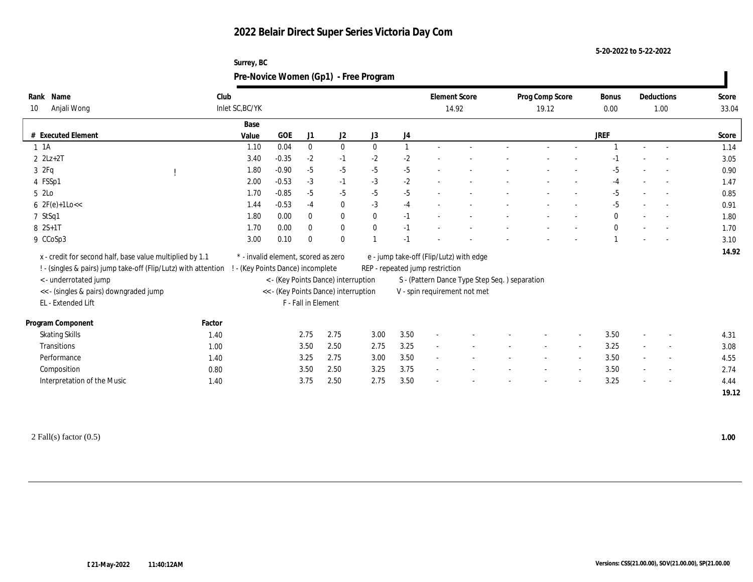# 2022 Belair Direct Super Series Victoria Day Com

5-20-2022 to 5-22-2022

Surrey, BC

## Pre-Novice Women (Gp1) - Free Program

| Rank | Name | Club | Element Score | Prog Comp Score | Bonus | Deductions | Score |
|---|---|---|---|---|---|---|---|
| 10 | Anjali Wong | Inlet SC,BC/YK | 14.92 | 19.12 | 0.00 | 1.00 | 33.04 |

| # | Executed Element | | Base Value | GOE | J1 | J2 | J3 | J4 | | | | | | | JREF | | | Score |
|---|---|---|---|---|---|---|---|---|---|---|---|---|---|---|---|---|---|---|
| 1 | 1A | | 1.10 | 0.04 | 0 | 0 | 0 | 1 | - | - | - | - | - | | 1 | - | - | 1.14 |
| 2 | 2Lz+2T | | 3.40 | -0.35 | -2 | -1 | -2 | -2 | - | - | - | - | - | | -1 | - | - | 3.05 |
| 3 | 2Fq | ! | 1.80 | -0.90 | -5 | -5 | -5 | -5 | - | - | - | - | - | | -5 | - | - | 0.90 |
| 4 | FSSp1 | | 2.00 | -0.53 | -3 | -1 | -3 | -2 | - | - | - | - | - | | -4 | - | - | 1.47 |
| 5 | 2Lo | | 1.70 | -0.85 | -5 | -5 | -5 | -5 | - | - | - | - | - | | -5 | - | - | 0.85 |
| 6 | 2F(e)+1Lo<< | | 1.44 | -0.53 | -4 | 0 | -3 | -4 | - | - | - | - | - | | -5 | - | - | 0.91 |
| 7 | StSq1 | | 1.80 | 0.00 | 0 | 0 | 0 | -1 | - | - | - | - | - | | 0 | - | - | 1.80 |
| 8 | 2S+1T | | 1.70 | 0.00 | 0 | 0 | 0 | -1 | - | - | - | - | - | | 0 | - | - | 1.70 |
| 9 | CCoSp3 | | 3.00 | 0.10 | 0 | 0 | 1 | -1 | - | - | - | - | - | | 1 | - | - | 3.10 |
| | | | | | | | | | | | | | | | | | | 14.92 |

x - credit for second half, base value multiplied by 1.1
! - (singles & pairs) jump take-off (Flip/Lutz) with attention
< - underrotated jump
<< - (singles & pairs) downgraded jump
EL - Extended Lift
* - invalid element, scored as zero
! - (Key Points Dance) incomplete
< - (Key Points Dance) interruption
<< - (Key Points Dance) interruption
F - Fall in Element
e - jump take-off (Flip/Lutz) with edge
REP - repeated jump restriction
S - (Pattern Dance Type Step Seq. ) separation
V - spin requirement not met

| Program Component | Factor | J1 | J2 | J3 | J4 | | | | | | | JREF | | | Score |
|---|---|---|---|---|---|---|---|---|---|---|---|---|---|---|---|
| Skating Skills | 1.40 | 2.75 | 2.75 | 3.00 | 3.50 | - | - | - | - | - | - | 3.50 | - | - | 4.31 |
| Transitions | 1.00 | 3.50 | 2.50 | 2.75 | 3.25 | - | - | - | - | - | - | 3.25 | - | - | 3.08 |
| Performance | 1.40 | 3.25 | 2.75 | 3.00 | 3.50 | - | - | - | - | - | - | 3.50 | - | - | 4.55 |
| Composition | 0.80 | 3.50 | 2.50 | 3.25 | 3.75 | - | - | - | - | - | - | 3.50 | - | - | 2.74 |
| Interpretation of the Music | 1.40 | 3.75 | 2.50 | 2.75 | 3.50 | - | - | - | - | - | - | 3.25 | - | - | 4.44 |
| | | | | | | | | | | | | | | | 19.12 |

2 Fall(s) factor (0.5) **1.00**

21-May-2022 11:40:12AM

Versions: CSS(21.00.00), SOV(21.00.00), SP(21.00.00)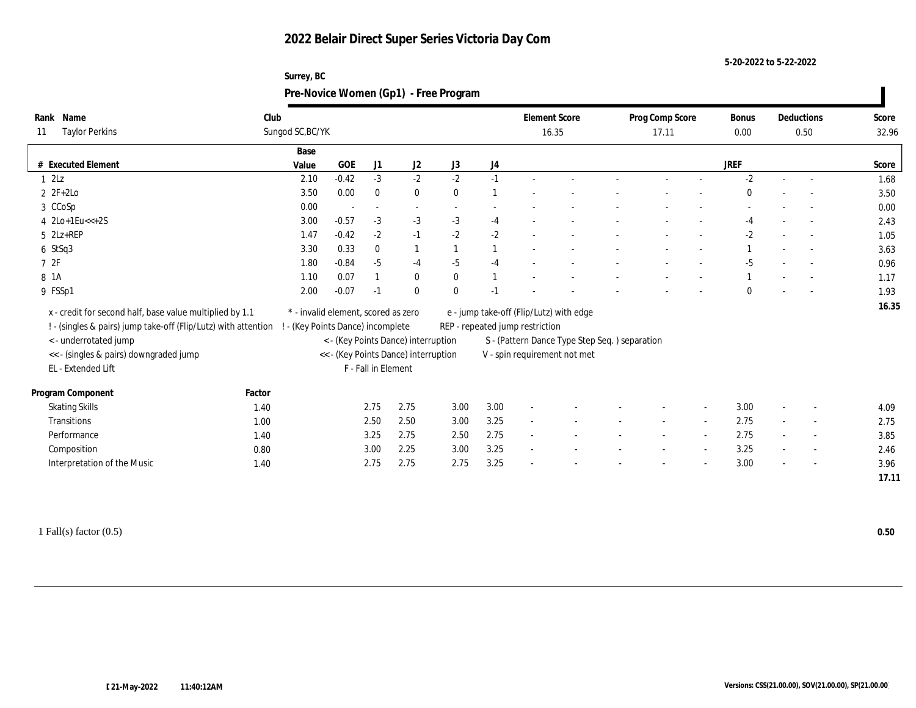# 2022 Belair Direct Super Series Victoria Day Com

5-20-2022 to 5-22-2022

Surrey, BC

## Pre-Novice Women (Gp1) - Free Program

| Rank | Name | Club | Element Score | Prog Comp Score | Bonus | Deductions | Score |
|---|---|---|---|---|---|---|---|
| 11 | Taylor Perkins | Sungod SC,BC/YK | 16.35 | 17.11 | 0.00 | 0.50 | 32.96 |

| # | Executed Element | Base Value | GOE | J1 | J2 | J3 | J4 | | | | | | | JREF | | | Score |
|---|---|---|---|---|---|---|---|---|---|---|---|---|---|---|---|---|---|
| 1 | 2Lz | 2.10 | -0.42 | -3 | -2 | -2 | -1 | - | - | - | - | - | - | -2 | - | - | 1.68 |
| 2 | 2F+2Lo | 3.50 | 0.00 | 0 | 0 | 0 | 1 | - | - | - | - | - | - | 0 | - | - | 3.50 |
| 3 | CCoSp | 0.00 | - | - | - | - | - | - | - | - | - | - | - | - | - | - | 0.00 |
| 4 | 2Lo+1Eu<<+2S | 3.00 | -0.57 | -3 | -3 | -3 | -4 | - | - | - | - | - | - | -4 | - | - | 2.43 |
| 5 | 2Lz+REP | 1.47 | -0.42 | -2 | -1 | -2 | -2 | - | - | - | - | - | - | -2 | - | - | 1.05 |
| 6 | StSq3 | 3.30 | 0.33 | 0 | 1 | 1 | 1 | - | - | - | - | - | - | 1 | - | - | 3.63 |
| 7 | 2F | 1.80 | -0.84 | -5 | -4 | -5 | -4 | - | - | - | - | - | - | -5 | - | - | 0.96 |
| 8 | 1A | 1.10 | 0.07 | 1 | 0 | 0 | 1 | - | - | - | - | - | - | 1 | - | - | 1.17 |
| 9 | FSSp1 | 2.00 | -0.07 | -1 | 0 | 0 | -1 | - | - | - | - | - | - | 0 | - | - | 1.93 |
| | | | | | | | | | | | | | | | | | 16.35 |

x - credit for second half, base value multiplied by 1.1
! - (singles & pairs) jump take-off (Flip/Lutz) with attention
< - underrotated jump
<< - (singles & pairs) downgraded jump
EL - Extended Lift

\* - invalid element, scored as zero
! - (Key Points Dance) incomplete
< - (Key Points Dance) interruption
<< - (Key Points Dance) interruption
F - Fall in Element

e - jump take-off (Flip/Lutz) with edge
REP - repeated jump restriction
S - (Pattern Dance Type Step Seq. ) separation
V - spin requirement not met

| Program Component | Factor | J1 | J2 | J3 | J4 | | | | | | | JREF | | | Score |
|---|---|---|---|---|---|---|---|---|---|---|---|---|---|---|---|
| Skating Skills | 1.40 | 2.75 | 2.75 | 3.00 | 3.00 | - | - | - | - | - | - | 3.00 | - | - | 4.09 |
| Transitions | 1.00 | 2.50 | 2.50 | 3.00 | 3.25 | - | - | - | - | - | - | 2.75 | - | - | 2.75 |
| Performance | 1.40 | 3.25 | 2.75 | 2.50 | 2.75 | - | - | - | - | - | - | 2.75 | - | - | 3.85 |
| Composition | 0.80 | 3.00 | 2.25 | 3.00 | 3.25 | - | - | - | - | - | - | 3.25 | - | - | 2.46 |
| Interpretation of the Music | 1.40 | 2.75 | 2.75 | 2.75 | 3.25 | - | - | - | - | - | - | 3.00 | - | - | 3.96 |
| | | | | | | | | | | | | | | | 17.11 |

1 Fall(s) factor (0.5) **0.50**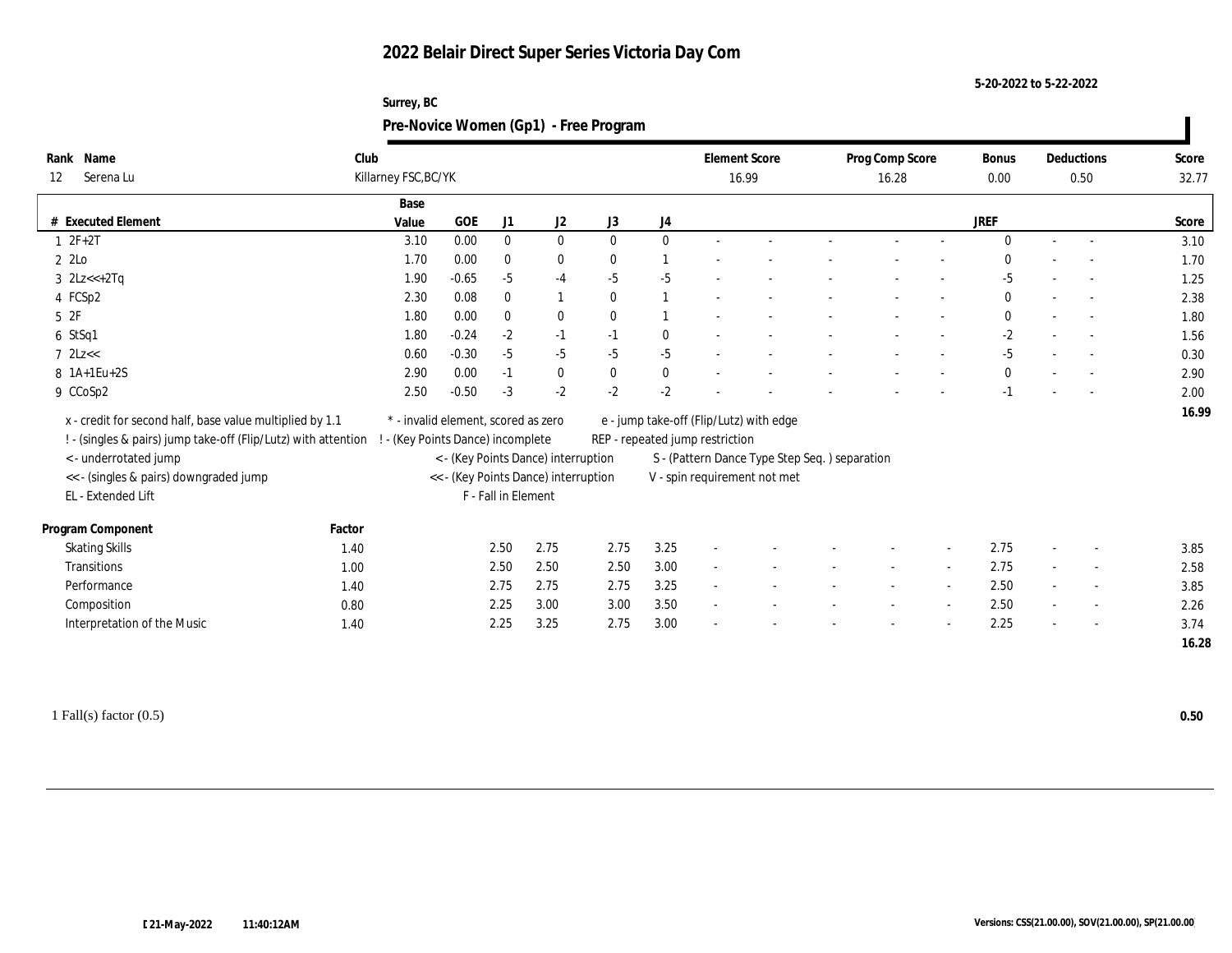# 2022 Belair Direct Super Series Victoria Day Com

5-20-2022 to 5-22-2022

Surrey, BC

## Pre-Novice Women (Gp1) - Free Program

| Rank | Name | Club | Element Score | Prog Comp Score | Bonus | Deductions | Score |
|---|---|---|---|---|---|---|---|
| 12 | Serena Lu | Killarney FSC,BC/YK | 16.99 | 16.28 | 0.00 | 0.50 | 32.77 |

| # | Executed Element | Base Value | GOE | J1 | J2 | J3 | J4 | | | | | | JREF | | | Score |
|---|---|---|---|---|---|---|---|---|---|---|---|---|---|---|---|---|
| 1 | 2F+2T | 3.10 | 0.00 | 0 | 0 | 0 | 0 | - | - | - | - | - | 0 | - | - | 3.10 |
| 2 | 2Lo | 1.70 | 0.00 | 0 | 0 | 0 | 1 | - | - | - | - | - | 0 | - | - | 1.70 |
| 3 | 2Lz<<+2Tq | 1.90 | -0.65 | -5 | -4 | -5 | -5 | - | - | - | - | - | -5 | - | - | 1.25 |
| 4 | FCSp2 | 2.30 | 0.08 | 0 | 1 | 0 | 1 | - | - | - | - | - | 0 | - | - | 2.38 |
| 5 | 2F | 1.80 | 0.00 | 0 | 0 | 0 | 1 | - | - | - | - | - | 0 | - | - | 1.80 |
| 6 | StSq1 | 1.80 | -0.24 | -2 | -1 | -1 | 0 | - | - | - | - | - | -2 | - | - | 1.56 |
| 7 | 2Lz<< | 0.60 | -0.30 | -5 | -5 | -5 | -5 | - | - | - | - | - | -5 | - | - | 0.30 |
| 8 | 1A+1Eu+2S | 2.90 | 0.00 | -1 | 0 | 0 | 0 | - | - | - | - | - | 0 | - | - | 2.90 |
| 9 | CCoSp2 | 2.50 | -0.50 | -3 | -2 | -2 | -2 | - | - | - | - | - | -1 | - | - | 2.00 |
| | | | | | | | | | | | | | | | | 16.99 |

x - credit for second half, base value multiplied by 1.1
! - (singles & pairs) jump take-off (Flip/Lutz) with attention
< - underrotated jump
<< - (singles & pairs) downgraded jump
EL - Extended Lift
* - invalid element, scored as zero
! - (Key Points Dance) incomplete
< - (Key Points Dance) interruption
<< - (Key Points Dance) interruption
F - Fall in Element
e - jump take-off (Flip/Lutz) with edge
REP - repeated jump restriction
S - (Pattern Dance Type Step Seq. ) separation
V - spin requirement not met

| Program Component | Factor | J1 | J2 | J3 | J4 | | | | | | JREF | | | Score |
|---|---|---|---|---|---|---|---|---|---|---|---|---|---|---|
| Skating Skills | 1.40 | 2.50 | 2.75 | 2.75 | 3.25 | - | - | - | - | - | 2.75 | - | - | 3.85 |
| Transitions | 1.00 | 2.50 | 2.50 | 2.50 | 3.00 | - | - | - | - | - | 2.75 | - | - | 2.58 |
| Performance | 1.40 | 2.75 | 2.75 | 2.75 | 3.25 | - | - | - | - | - | 2.50 | - | - | 3.85 |
| Composition | 0.80 | 2.25 | 3.00 | 3.00 | 3.50 | - | - | - | - | - | 2.50 | - | - | 2.26 |
| Interpretation of the Music | 1.40 | 2.25 | 3.25 | 2.75 | 3.00 | - | - | - | - | - | 2.25 | - | - | 3.74 |
| | | | | | | | | | | | | | | 16.28 |

1 Fall(s) factor (0.5) **0.50**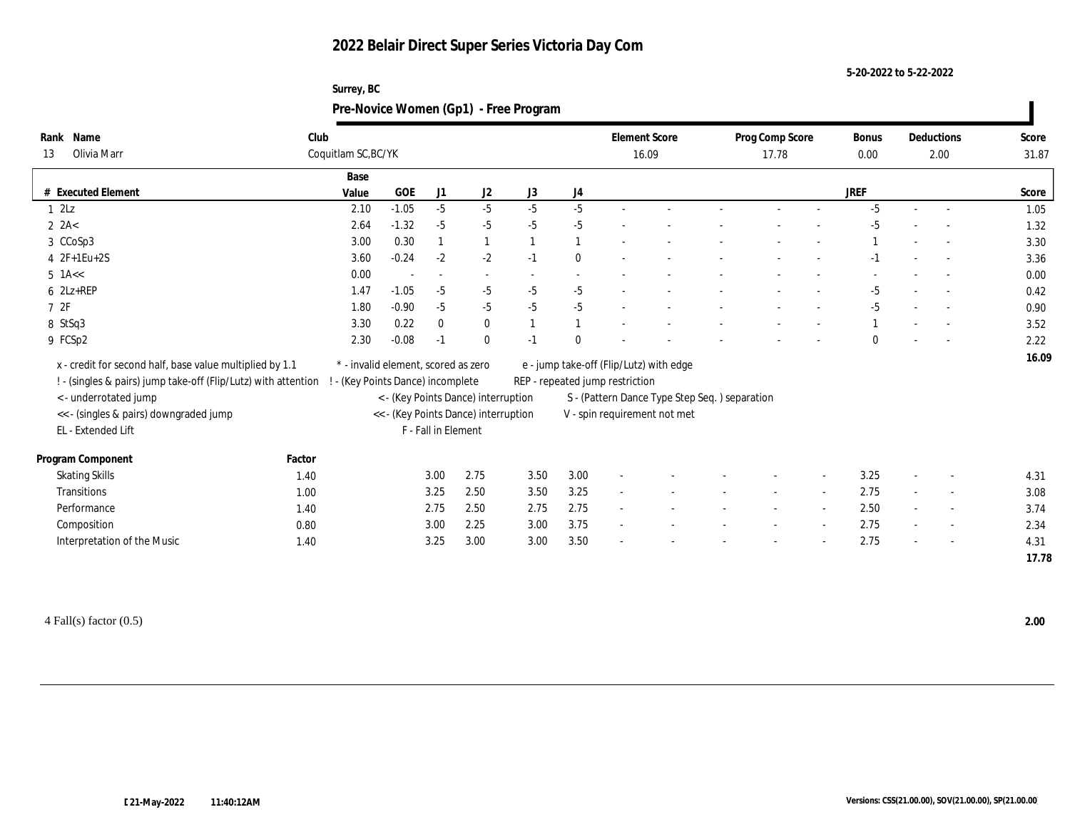# 2022 Belair Direct Super Series Victoria Day Com

5-20-2022 to 5-22-2022

Surrey, BC

## Pre-Novice Women (Gp1) - Free Program

| Rank | Name | Club | Element Score | Prog Comp Score | Bonus | Deductions | Score |
|---|---|---|---|---|---|---|---|
| 13 | Olivia Marr | Coquitlam SC,BC/YK | 16.09 | 17.78 | 0.00 | 2.00 | 31.87 |

| # | Executed Element | Base Value | GOE | J1 | J2 | J3 | J4 | | | | | | JREF | | | Score |
|---|---|---|---|---|---|---|---|---|---|---|---|---|---|---|---|---|
| 1 | 2Lz | 2.10 | -1.05 | -5 | -5 | -5 | -5 | - | - | - | - | - | -5 | - | - | 1.05 |
| 2 | 2A< | 2.64 | -1.32 | -5 | -5 | -5 | -5 | - | - | - | - | - | -5 | - | - | 1.32 |
| 3 | CCoSp3 | 3.00 | 0.30 | 1 | 1 | 1 | 1 | - | - | - | - | - | 1 | - | - | 3.30 |
| 4 | 2F+1Eu+2S | 3.60 | -0.24 | -2 | -2 | -1 | 0 | - | - | - | - | - | -1 | - | - | 3.36 |
| 5 | 1A<< | 0.00 | - | - | - | - | - | - | - | - | - | - | - | - | - | 0.00 |
| 6 | 2Lz+REP | 1.47 | -1.05 | -5 | -5 | -5 | -5 | - | - | - | - | - | -5 | - | - | 0.42 |
| 7 | 2F | 1.80 | -0.90 | -5 | -5 | -5 | -5 | - | - | - | - | - | -5 | - | - | 0.90 |
| 8 | StSq3 | 3.30 | 0.22 | 0 | 0 | 1 | 1 | - | - | - | - | - | 1 | - | - | 3.52 |
| 9 | FCSp2 | 2.30 | -0.08 | -1 | 0 | -1 | 0 | - | - | - | - | - | 0 | - | - | 2.22 |
| | | | | | | | | | | | | | | | | 16.09 |

x - credit for second half, base value multiplied by 1.1
! - (singles & pairs) jump take-off (Flip/Lutz) with attention
< - underrotated jump
<< - (singles & pairs) downgraded jump
EL - Extended Lift
* - invalid element, scored as zero
! - (Key Points Dance) incomplete
< - (Key Points Dance) interruption
<< - (Key Points Dance) interruption
F - Fall in Element
e - jump take-off (Flip/Lutz) with edge
REP - repeated jump restriction
S - (Pattern Dance Type Step Seq. ) separation
V - spin requirement not met

| Program Component | Factor | J1 | J2 | J3 | J4 | | | | | | JREF | | | Score |
|---|---|---|---|---|---|---|---|---|---|---|---|---|---|---|
| Skating Skills | 1.40 | 3.00 | 2.75 | 3.50 | 3.00 | - | - | - | - | - | 3.25 | - | - | 4.31 |
| Transitions | 1.00 | 3.25 | 2.50 | 3.50 | 3.25 | - | - | - | - | - | 2.75 | - | - | 3.08 |
| Performance | 1.40 | 2.75 | 2.50 | 2.75 | 2.75 | - | - | - | - | - | 2.50 | - | - | 3.74 |
| Composition | 0.80 | 3.00 | 2.25 | 3.00 | 3.75 | - | - | - | - | - | 2.75 | - | - | 2.34 |
| Interpretation of the Music | 1.40 | 3.25 | 3.00 | 3.00 | 3.50 | - | - | - | - | - | 2.75 | - | - | 4.31 |
| | | | | | | | | | | | | | | 17.78 |

4 Fall(s) factor (0.5) **2.00**

21-May-2022 11:40:12AM

Versions: CSS(21.00.00), SOV(21.00.00), SP(21.00.00)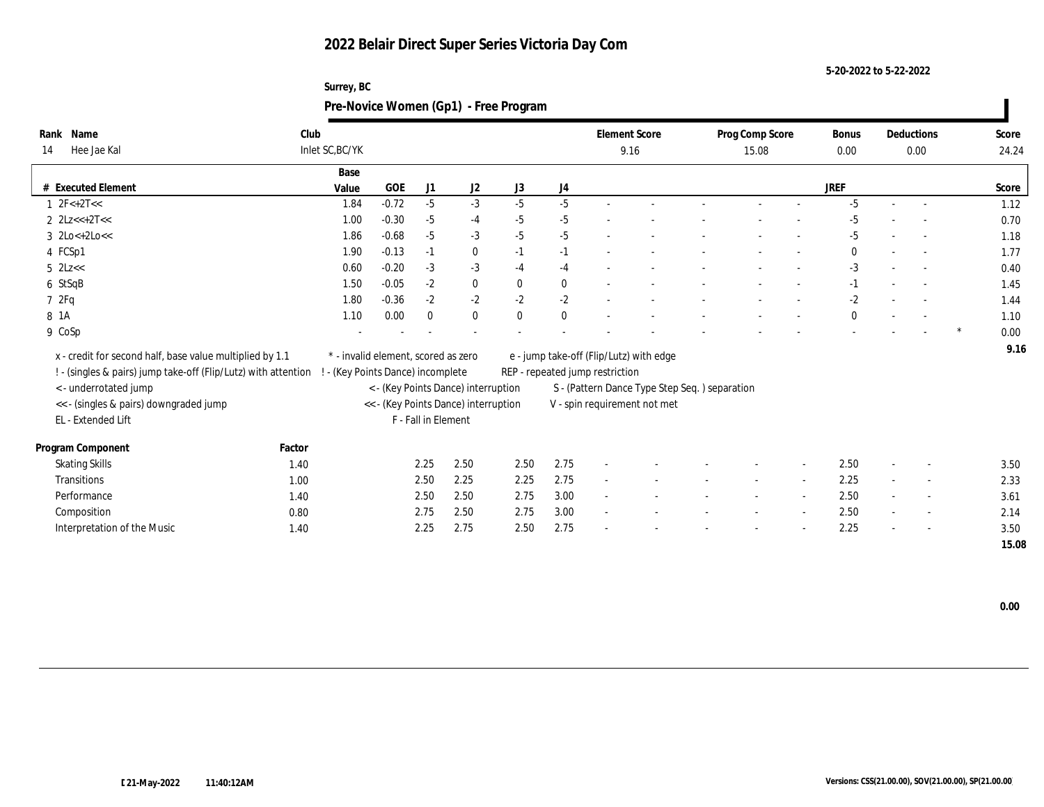# 2022 Belair Direct Super Series Victoria Day Com

5-20-2022 to 5-22-2022

Surrey, BC

## Pre-Novice Women (Gp1) - Free Program

| Rank | Name | Club | Element Score | Prog Comp Score | Bonus | Deductions | Score |
|---|---|---|---|---|---|---|---|
| 14 | Hee Jae Kal | Inlet SC,BC/YK | 9.16 | 15.08 | 0.00 | 0.00 | 24.24 |

| # | Executed Element | Base Value | GOE | J1 | J2 | J3 | J4 | | | | | | JREF | | | | Score |
|---|---|---|---|---|---|---|---|---|---|---|---|---|---|---|---|---|---|
| 1 | 2F<+2T<< | 1.84 | -0.72 | -5 | -3 | -5 | -5 | - | - | - | - | - | -5 | - | - | | 1.12 |
| 2 | 2Lz<<+2T<< | 1.00 | -0.30 | -5 | -4 | -5 | -5 | - | - | - | - | - | -5 | - | - | | 0.70 |
| 3 | 2Lo<+2Lo<< | 1.86 | -0.68 | -5 | -3 | -5 | -5 | - | - | - | - | - | -5 | - | - | | 1.18 |
| 4 | FCSp1 | 1.90 | -0.13 | -1 | 0 | -1 | -1 | - | - | - | - | - | 0 | - | - | | 1.77 |
| 5 | 2Lz<< | 0.60 | -0.20 | -3 | -3 | -4 | -4 | - | - | - | - | - | -3 | - | - | | 0.40 |
| 6 | StSqB | 1.50 | -0.05 | -2 | 0 | 0 | 0 | - | - | - | - | - | -1 | - | - | | 1.45 |
| 7 | 2Fq | 1.80 | -0.36 | -2 | -2 | -2 | -2 | - | - | - | - | - | -2 | - | - | | 1.44 |
| 8 | 1A | 1.10 | 0.00 | 0 | 0 | 0 | 0 | - | - | - | - | - | 0 | - | - | | 1.10 |
| 9 | CoSp | - | - | - | - | - | - | - | - | - | - | - | - | - | - | * | 0.00 |
| | | | | | | | | | | | | | | | | | 9.16 |

x - credit for second half, base value multiplied by 1.1
! - (singles & pairs) jump take-off (Flip/Lutz) with attention
< - underrotated jump
<< - (singles & pairs) downgraded jump
EL - Extended Lift
* - invalid element, scored as zero
! - (Key Points Dance) incomplete
< - (Key Points Dance) interruption
<< - (Key Points Dance) interruption
F - Fall in Element
e - jump take-off (Flip/Lutz) with edge
REP - repeated jump restriction
S - (Pattern Dance Type Step Seq. ) separation
V - spin requirement not met

| Program Component | Factor | J1 | J2 | J3 | J4 | | | | | | JREF | | | Score |
|---|---|---|---|---|---|---|---|---|---|---|---|---|---|---|
| Skating Skills | 1.40 | 2.25 | 2.50 | 2.50 | 2.75 | - | - | - | - | - | 2.50 | - | - | 3.50 |
| Transitions | 1.00 | 2.50 | 2.25 | 2.25 | 2.75 | - | - | - | - | - | 2.25 | - | - | 2.33 |
| Performance | 1.40 | 2.50 | 2.50 | 2.75 | 3.00 | - | - | - | - | - | 2.50 | - | - | 3.61 |
| Composition | 0.80 | 2.75 | 2.50 | 2.75 | 3.00 | - | - | - | - | - | 2.50 | - | - | 2.14 |
| Interpretation of the Music | 1.40 | 2.25 | 2.75 | 2.50 | 2.75 | - | - | - | - | - | 2.25 | - | - | 3.50 |
| | | | | | | | | | | | | | | 15.08 |

0.00